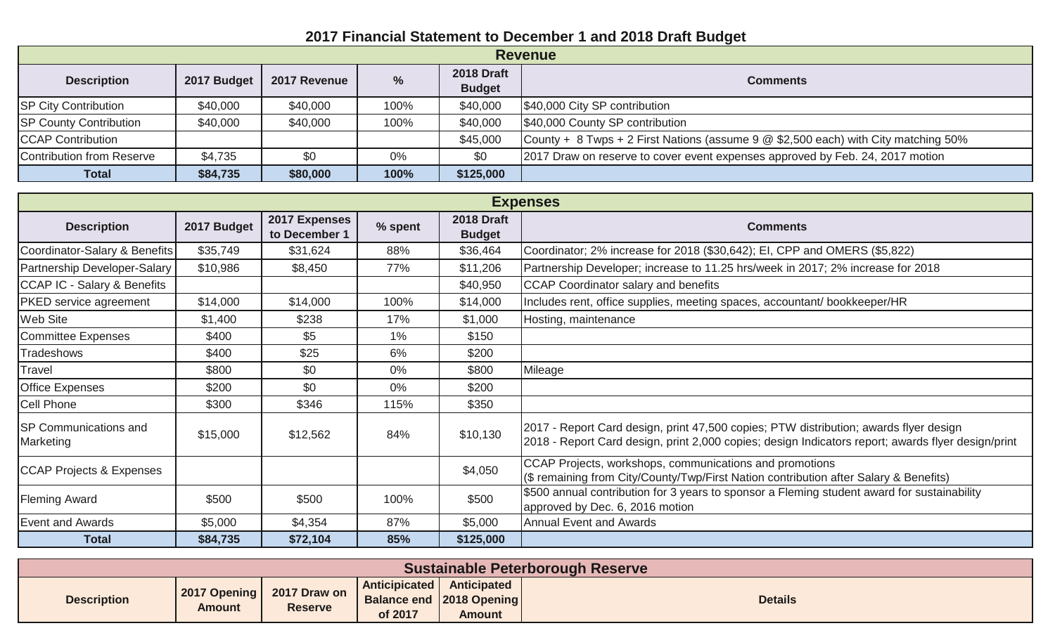## 2017 Financial Statement to December 1 and 2018 Draft Budget

| Revenue | | | | | |
|---|---|---|---|---|---|
| **Description** | **2017 Budget** | **2017 Revenue** | **%** | **2018 Draft Budget** | **Comments** |
| SP City Contribution | $40,000 | $40,000 | 100% | $40,000 | $40,000 City SP contribution |
| SP County Contribution | $40,000 | $40,000 | 100% | $40,000 | $40,000 County SP contribution |
| CCAP Contribution | | | | $45,000 | County + 8 Twps + 2 First Nations (assume 9 @ $2,500 each) with City matching 50% |
| Contribution from Reserve | $4,735 | $0 | 0% | $0 | 2017 Draw on reserve to cover event expenses approved by Feb. 24, 2017 motion |
| **Total** | **$84,735** | **$80,000** | **100%** | **$125,000** | |

| Expenses | | | | | |
|---|---|---|---|---|---|
| **Description** | **2017 Budget** | **2017 Expenses to December 1** | **% spent** | **2018 Draft Budget** | **Comments** |
| Coordinator-Salary & Benefits | $35,749 | $31,624 | 88% | $36,464 | Coordinator; 2% increase for 2018 ($30,642); EI, CPP and OMERS ($5,822) |
| Partnership Developer-Salary | $10,986 | $8,450 | 77% | $11,206 | Partnership Developer; increase to 11.25 hrs/week in 2017; 2% increase for 2018 |
| CCAP IC - Salary & Benefits | | | | $40,950 | CCAP Coordinator salary and benefits |
| PKED service agreement | $14,000 | $14,000 | 100% | $14,000 | Includes rent, office supplies, meeting spaces, accountant/ bookkeeper/HR |
| Web Site | $1,400 | $238 | 17% | $1,000 | Hosting, maintenance |
| Committee Expenses | $400 | $5 | 1% | $150 | |
| Tradeshows | $400 | $25 | 6% | $200 | |
| Travel | $800 | $0 | 0% | $800 | Mileage |
| Office Expenses | $200 | $0 | 0% | $200 | |
| Cell Phone | $300 | $346 | 115% | $350 | |
| SP Communications and Marketing | $15,000 | $12,562 | 84% | $10,130 | 2017 - Report Card design, print 47,500 copies; PTW distribution; awards flyer design<br>2018 - Report Card design, print 2,000 copies; design Indicators report; awards flyer design/print |
| CCAP Projects & Expenses | | | | $4,050 | CCAP Projects, workshops, communications and promotions<br>($ remaining from City/County/Twp/First Nation contribution after Salary & Benefits) |
| Fleming Award | $500 | $500 | 100% | $500 | $500 annual contribution for 3 years to sponsor a Fleming student award for sustainability approved by Dec. 6, 2016 motion |
| Event and Awards | $5,000 | $4,354 | 87% | $5,000 | Annual Event and Awards |
| **Total** | **$84,735** | **$72,104** | **85%** | **$125,000** | |

| Sustainable Peterborough Reserve | | | | | |
|---|---|---|---|---|---|
| **Description** | **2017 Opening Amount** | **2017 Draw on Reserve** | **Anticipicated Balance end of 2017** | **Anticipated 2018 Opening Amount** | **Details** |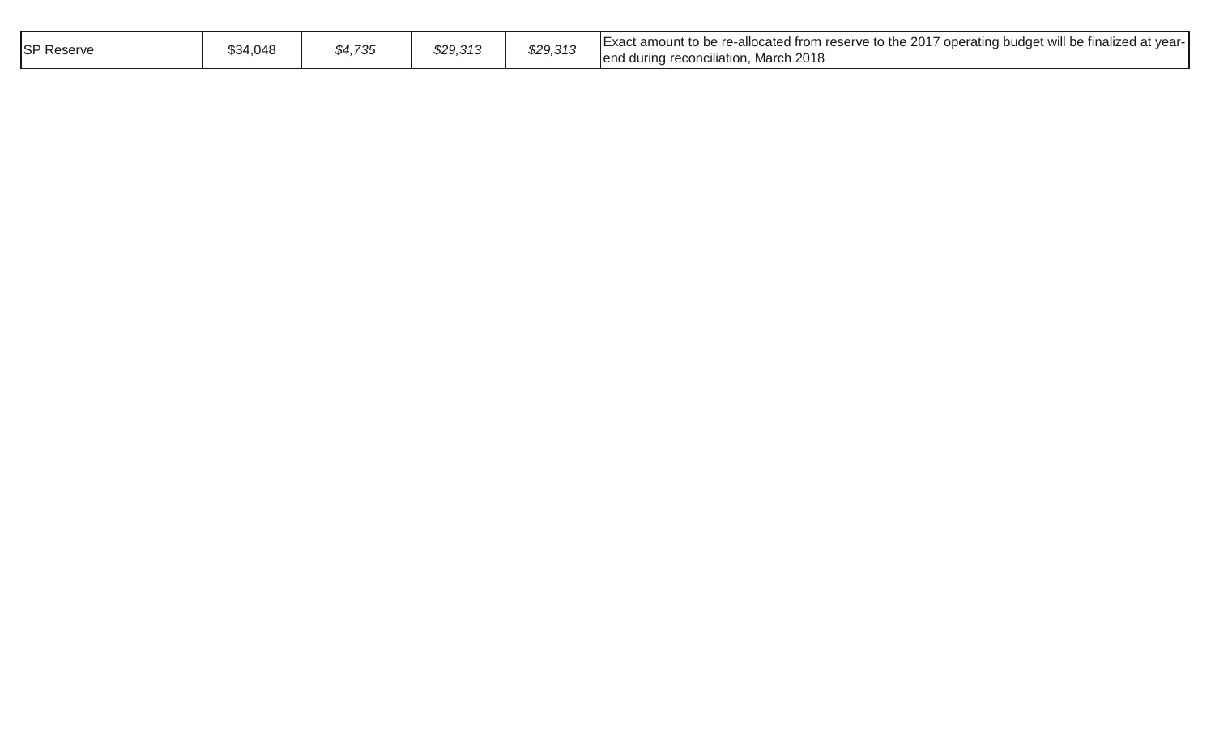| | | | | | |
|---|---|---|---|---|---|
| SP Reserve | $34,048 | *$4,735* | *$29,313* | *$29,313* | Exact amount to be re-allocated from reserve to the 2017 operating budget will be finalized at year-end during reconciliation, March 2018 |